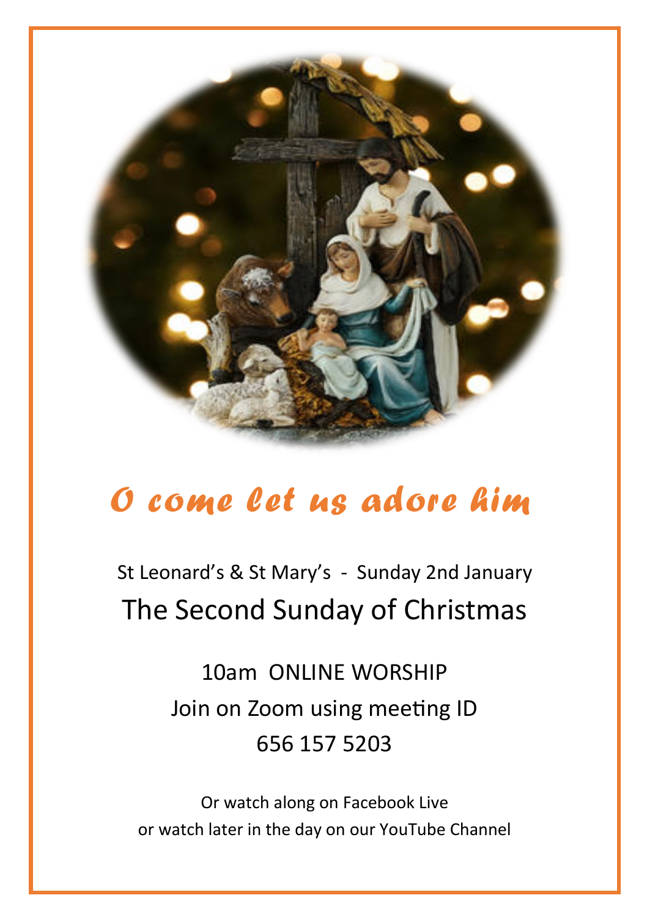# *O come let us adore him*

St Leonard's & St Mary's - Sunday 2nd January

## The Second Sunday of Christmas

10am ONLINE WORSHIP

Join on Zoom using meeting ID

656 157 5203

Or watch along on Facebook Live

or watch later in the day on our YouTube Channel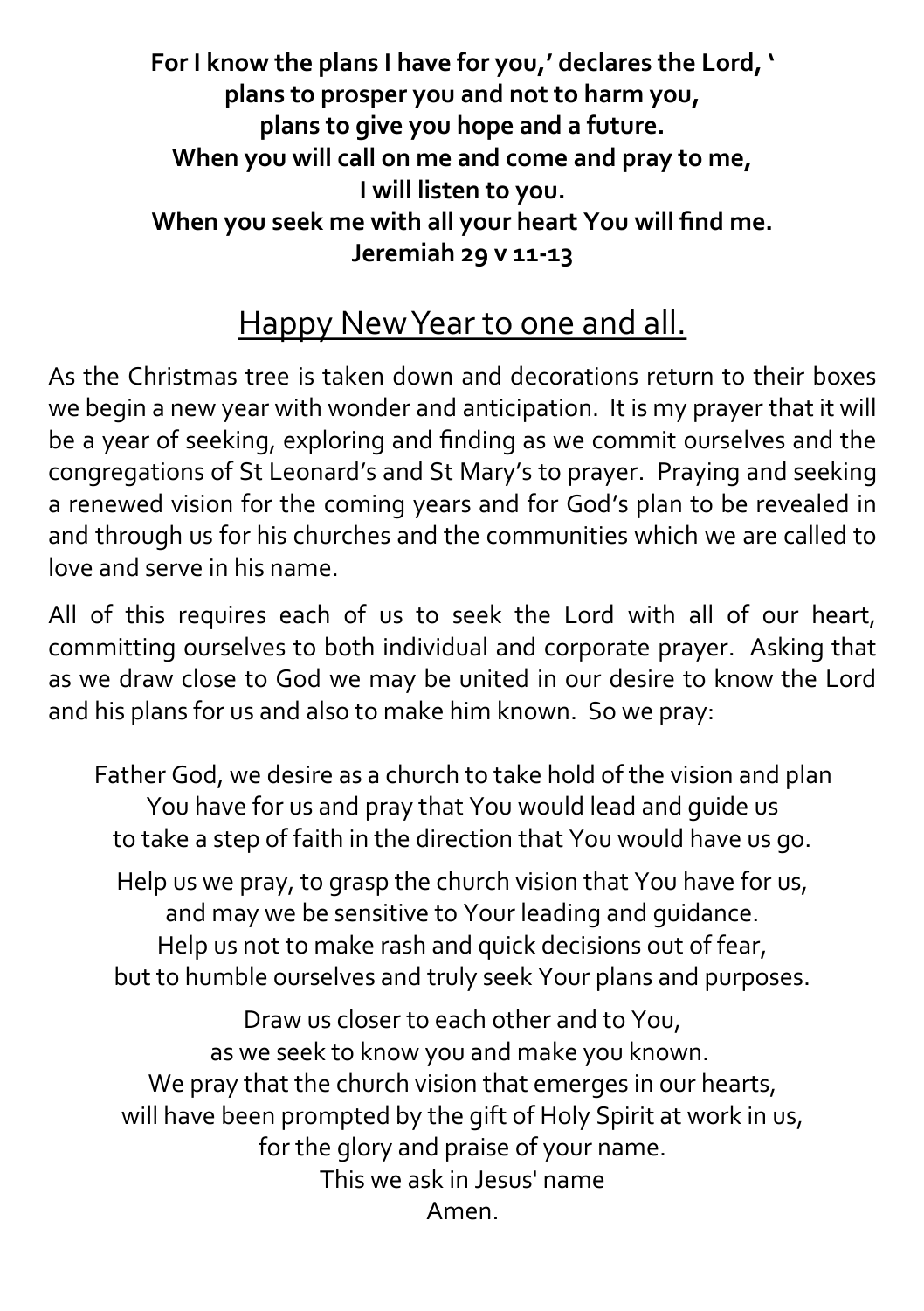**For I know the plans I have for you,' declares the Lord, '**
**plans to prosper you and not to harm you,**
**plans to give you hope and a future.**
**When you will call on me and come and pray to me,**
**I will listen to you.**
**When you seek me with all your heart You will find me.**
**Jeremiah 29 v 11-13**

## Happy New Year to one and all.

As the Christmas tree is taken down and decorations return to their boxes we begin a new year with wonder and anticipation. It is my prayer that it will be a year of seeking, exploring and finding as we commit ourselves and the congregations of St Leonard's and St Mary's to prayer. Praying and seeking a renewed vision for the coming years and for God's plan to be revealed in and through us for his churches and the communities which we are called to love and serve in his name.

All of this requires each of us to seek the Lord with all of our heart, committing ourselves to both individual and corporate prayer. Asking that as we draw close to God we may be united in our desire to know the Lord and his plans for us and also to make him known. So we pray:

Father God, we desire as a church to take hold of the vision and plan
You have for us and pray that You would lead and guide us
to take a step of faith in the direction that You would have us go.

Help us we pray, to grasp the church vision that You have for us,
and may we be sensitive to Your leading and guidance.
Help us not to make rash and quick decisions out of fear,
but to humble ourselves and truly seek Your plans and purposes.

Draw us closer to each other and to You,
as we seek to know you and make you known.
We pray that the church vision that emerges in our hearts,
will have been prompted by the gift of Holy Spirit at work in us,
for the glory and praise of your name.
This we ask in Jesus' name
Amen.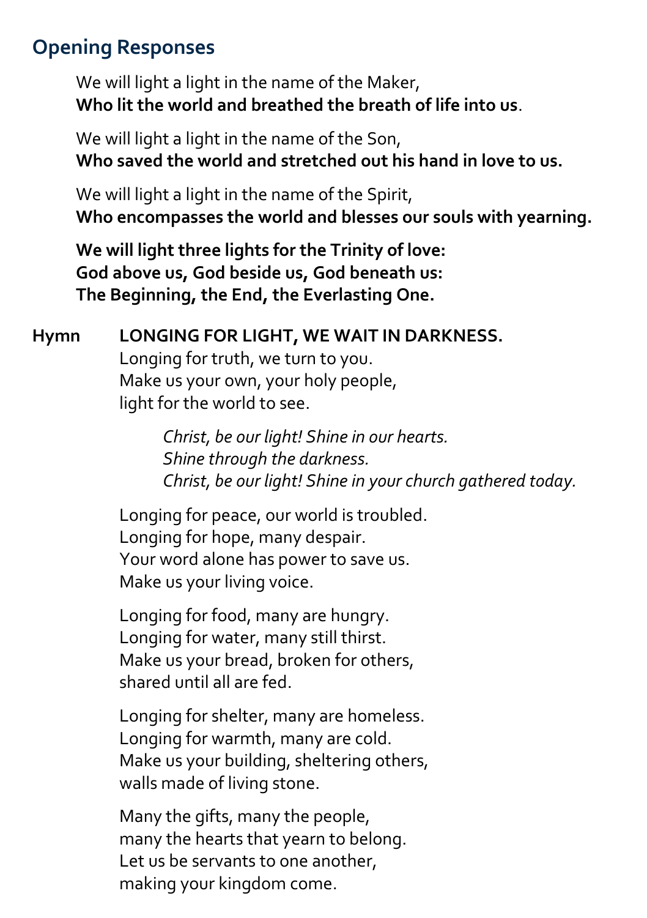## Opening Responses

We will light a light in the name of the Maker,
**Who lit the world and breathed the breath of life into us**.

We will light a light in the name of the Son,
**Who saved the world and stretched out his hand in love to us.**

We will light a light in the name of the Spirit,
**Who encompasses the world and blesses our souls with yearning.**

**We will light three lights for the Trinity of love:**
**God above us, God beside us, God beneath us:**
**The Beginning, the End, the Everlasting One.**

**Hymn** **LONGING FOR LIGHT, WE WAIT IN DARKNESS.**
Longing for truth, we turn to you.
Make us your own, your holy people,
light for the world to see.

*Christ, be our light! Shine in our hearts.*
*Shine through the darkness.*
*Christ, be our light! Shine in your church gathered today.*

Longing for peace, our world is troubled.
Longing for hope, many despair.
Your word alone has power to save us.
Make us your living voice.

Longing for food, many are hungry.
Longing for water, many still thirst.
Make us your bread, broken for others,
shared until all are fed.

Longing for shelter, many are homeless.
Longing for warmth, many are cold.
Make us your building, sheltering others,
walls made of living stone.

Many the gifts, many the people,
many the hearts that yearn to belong.
Let us be servants to one another,
making your kingdom come.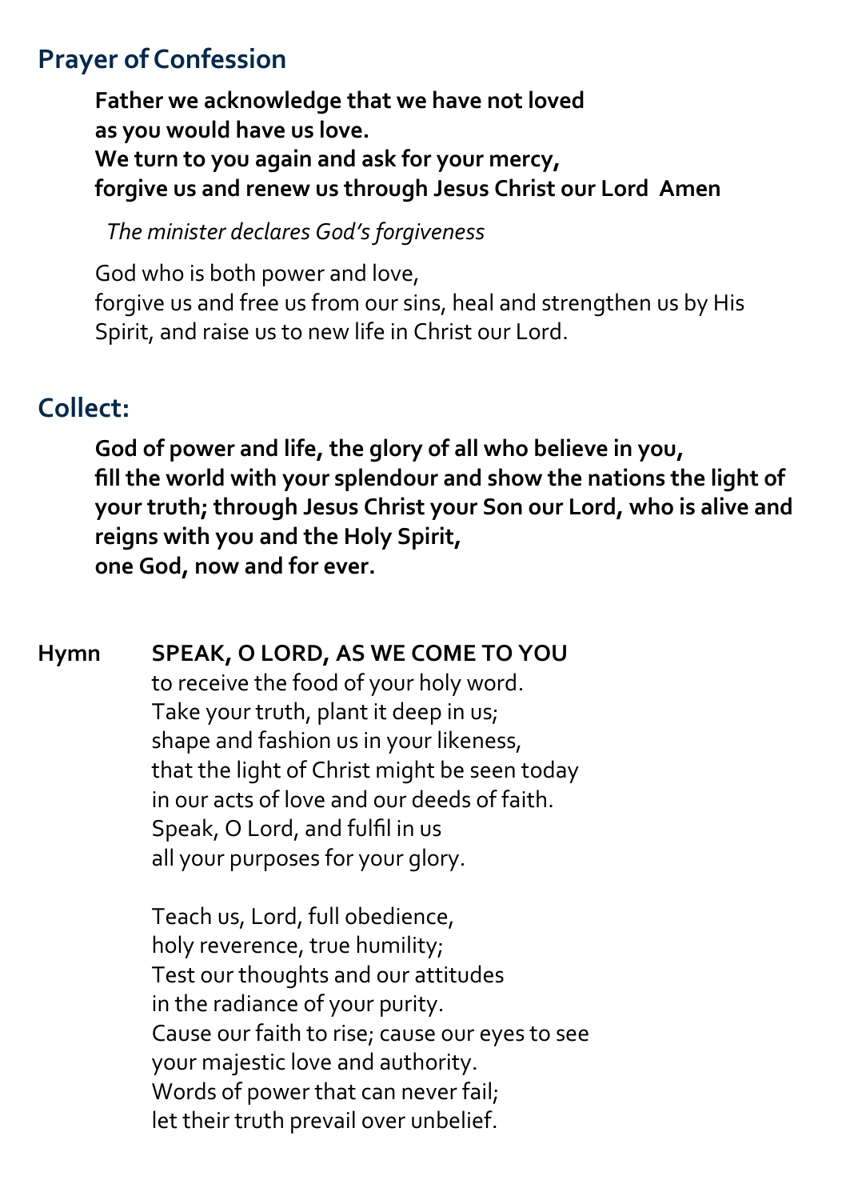## Prayer of Confession

**Father we acknowledge that we have not loved**
**as you would have us love.**
**We turn to you again and ask for your mercy,**
**forgive us and renew us through Jesus Christ our Lord  Amen**

*The minister declares God's forgiveness*

God who is both power and love,
forgive us and free us from our sins, heal and strengthen us by His Spirit, and raise us to new life in Christ our Lord.

## Collect:

**God of power and life, the glory of all who believe in you,**
**fill the world with your splendour and show the nations the light of your truth; through Jesus Christ your Son our Lord, who is alive and reigns with you and the Holy Spirit,**
**one God, now and for ever.**

**Hymn** **SPEAK, O LORD, AS WE COME TO YOU**
to receive the food of your holy word.
Take your truth, plant it deep in us;
shape and fashion us in your likeness,
that the light of Christ might be seen today
in our acts of love and our deeds of faith.
Speak, O Lord, and fulfil in us
all your purposes for your glory.

Teach us, Lord, full obedience,
holy reverence, true humility;
Test our thoughts and our attitudes
in the radiance of your purity.
Cause our faith to rise; cause our eyes to see
your majestic love and authority.
Words of power that can never fail;
let their truth prevail over unbelief.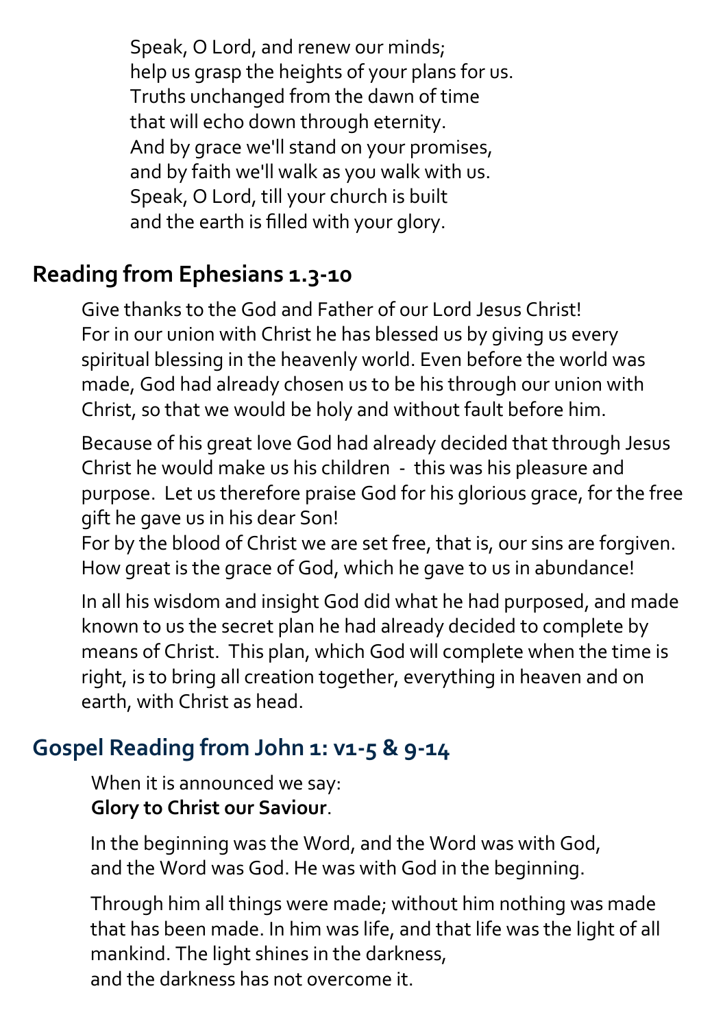Speak, O Lord, and renew our minds;
help us grasp the heights of your plans for us.
Truths unchanged from the dawn of time
that will echo down through eternity.
And by grace we'll stand on your promises,
and by faith we'll walk as you walk with us.
Speak, O Lord, till your church is built
and the earth is filled with your glory.

## Reading from Ephesians 1.3-10

Give thanks to the God and Father of our Lord Jesus Christ!
For in our union with Christ he has blessed us by giving us every spiritual blessing in the heavenly world. Even before the world was made, God had already chosen us to be his through our union with Christ, so that we would be holy and without fault before him.

Because of his great love God had already decided that through Jesus Christ he would make us his children - this was his pleasure and purpose. Let us therefore praise God for his glorious grace, for the free gift he gave us in his dear Son!
For by the blood of Christ we are set free, that is, our sins are forgiven. How great is the grace of God, which he gave to us in abundance!

In all his wisdom and insight God did what he had purposed, and made known to us the secret plan he had already decided to complete by means of Christ. This plan, which God will complete when the time is right, is to bring all creation together, everything in heaven and on earth, with Christ as head.

## Gospel Reading from John 1: v1-5 & 9-14

When it is announced we say:
**Glory to Christ our Saviour**.

In the beginning was the Word, and the Word was with God, and the Word was God. He was with God in the beginning.

Through him all things were made; without him nothing was made that has been made. In him was life, and that life was the light of all mankind. The light shines in the darkness,
and the darkness has not overcome it.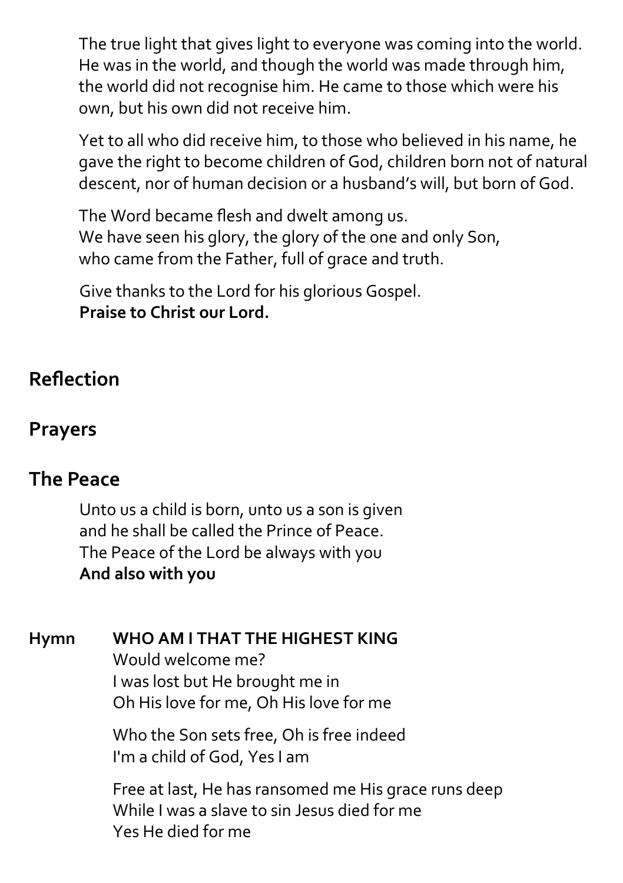The true light that gives light to everyone was coming into the world. He was in the world, and though the world was made through him, the world did not recognise him. He came to those which were his own, but his own did not receive him.

Yet to all who did receive him, to those who believed in his name, he gave the right to become children of God, children born not of natural descent, nor of human decision or a husband's will, but born of God.

The Word became flesh and dwelt among us.
We have seen his glory, the glory of the one and only Son,
who came from the Father, full of grace and truth.

Give thanks to the Lord for his glorious Gospel.
**Praise to Christ our Lord.**

## Reflection

## Prayers

## The Peace

Unto us a child is born, unto us a son is given
and he shall be called the Prince of Peace.
The Peace of the Lord be always with you
**And also with you**

**Hymn** **WHO AM I THAT THE HIGHEST KING**
Would welcome me?
I was lost but He brought me in
Oh His love for me, Oh His love for me

Who the Son sets free, Oh is free indeed
I'm a child of God, Yes I am

Free at last, He has ransomed me His grace runs deep
While I was a slave to sin Jesus died for me
Yes He died for me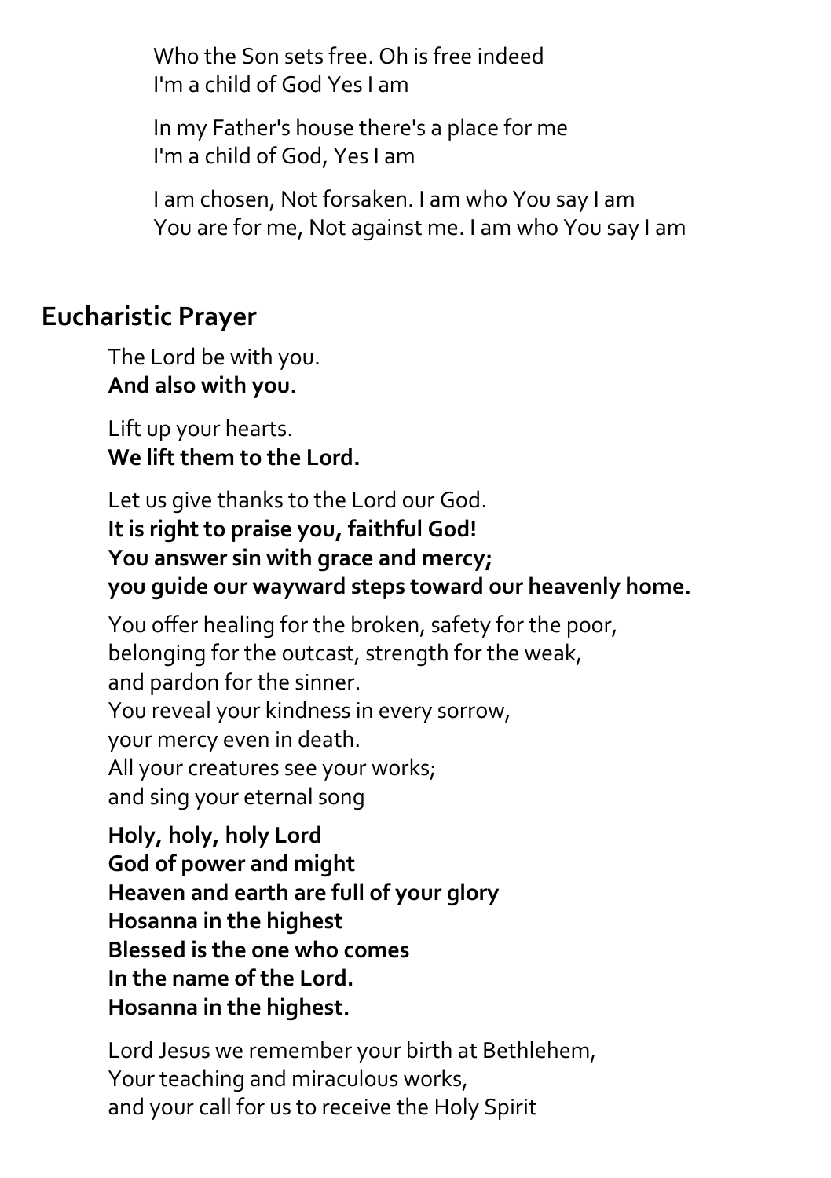Who the Son sets free. Oh is free indeed
I'm a child of God Yes I am

In my Father's house there's a place for me
I'm a child of God, Yes I am

I am chosen, Not forsaken. I am who You say I am
You are for me, Not against me. I am who You say I am

## Eucharistic Prayer

The Lord be with you.
**And also with you.**

Lift up your hearts.
**We lift them to the Lord.**

Let us give thanks to the Lord our God.
**It is right to praise you, faithful God!**
**You answer sin with grace and mercy;**
**you guide our wayward steps toward our heavenly home.**

You offer healing for the broken, safety for the poor,
belonging for the outcast, strength for the weak,
and pardon for the sinner.
You reveal your kindness in every sorrow,
your mercy even in death.
All your creatures see your works;
and sing your eternal song

**Holy, holy, holy Lord**
**God of power and might**
**Heaven and earth are full of your glory**
**Hosanna in the highest**
**Blessed is the one who comes**
**In the name of the Lord.**
**Hosanna in the highest.**

Lord Jesus we remember your birth at Bethlehem,
Your teaching and miraculous works,
and your call for us to receive the Holy Spirit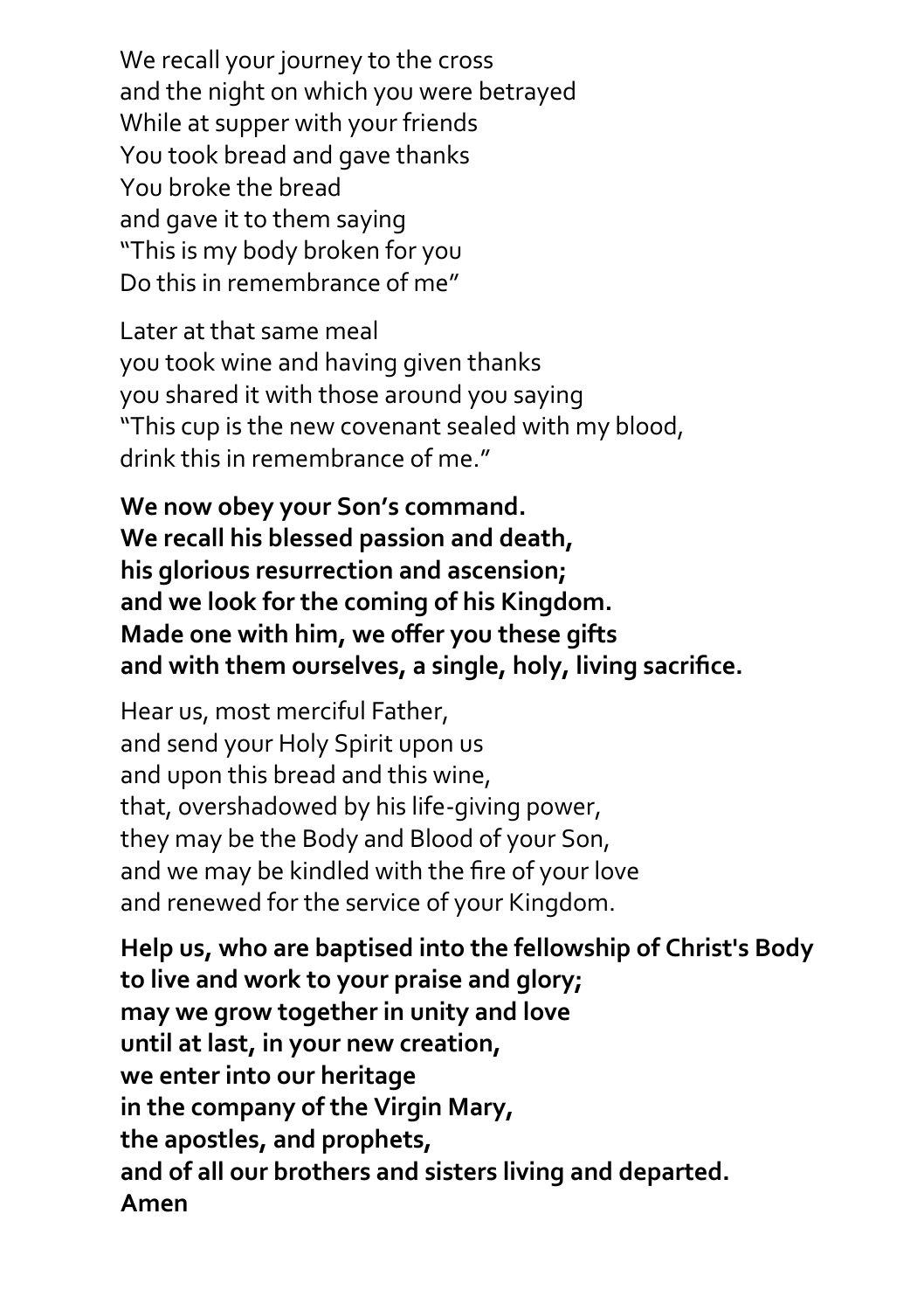We recall your journey to the cross  
and the night on which you were betrayed  
While at supper with your friends  
You took bread and gave thanks  
You broke the bread  
and gave it to them saying  
"This is my body broken for you  
Do this in remembrance of me"

Later at that same meal  
you took wine and having given thanks  
you shared it with those around you saying  
"This cup is the new covenant sealed with my blood,  
drink this in remembrance of me."

**We now obey your Son's command.**  
**We recall his blessed passion and death,**  
**his glorious resurrection and ascension;**  
**and we look for the coming of his Kingdom.**  
**Made one with him, we offer you these gifts**  
**and with them ourselves, a single, holy, living sacrifice.**

Hear us, most merciful Father,  
and send your Holy Spirit upon us  
and upon this bread and this wine,  
that, overshadowed by his life-giving power,  
they may be the Body and Blood of your Son,  
and we may be kindled with the fire of your love  
and renewed for the service of your Kingdom.

**Help us, who are baptised into the fellowship of Christ's Body**  
**to live and work to your praise and glory;**  
**may we grow together in unity and love**  
**until at last, in your new creation,**  
**we enter into our heritage**  
**in the company of the Virgin Mary,**  
**the apostles, and prophets,**  
**and of all our brothers and sisters living and departed.**  
**Amen**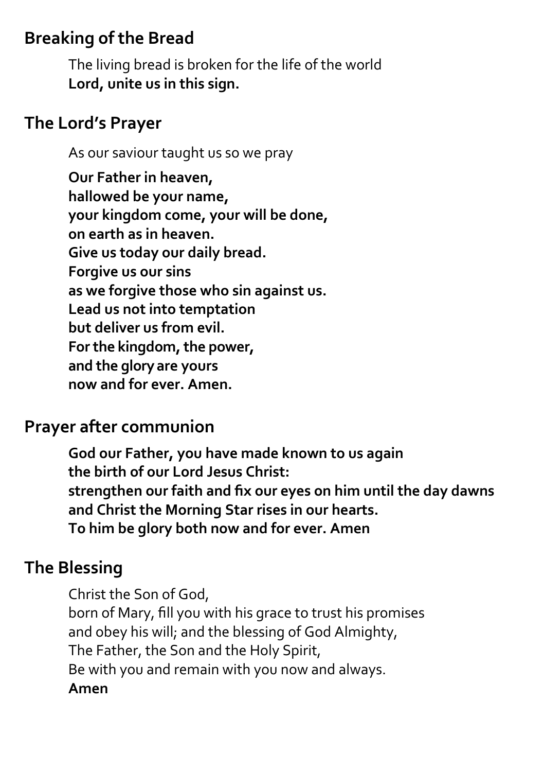## Breaking of the Bread

The living bread is broken for the life of the world
**Lord, unite us in this sign.**

## The Lord's Prayer

As our saviour taught us so we pray

**Our Father in heaven,**
**hallowed be your name,**
**your kingdom come, your will be done,**
**on earth as in heaven.**
**Give us today our daily bread.**
**Forgive us our sins**
**as we forgive those who sin against us.**
**Lead us not into temptation**
**but deliver us from evil.**
**For the kingdom, the power,**
**and the glory are yours**
**now and for ever. Amen.**

## Prayer after communion

**God our Father, you have made known to us again**
**the birth of our Lord Jesus Christ:**
**strengthen our faith and fix our eyes on him until the day dawns**
**and Christ the Morning Star rises in our hearts.**
**To him be glory both now and for ever. Amen**

## The Blessing

Christ the Son of God,
born of Mary, fill you with his grace to trust his promises
and obey his will; and the blessing of God Almighty,
The Father, the Son and the Holy Spirit,
Be with you and remain with you now and always.
**Amen**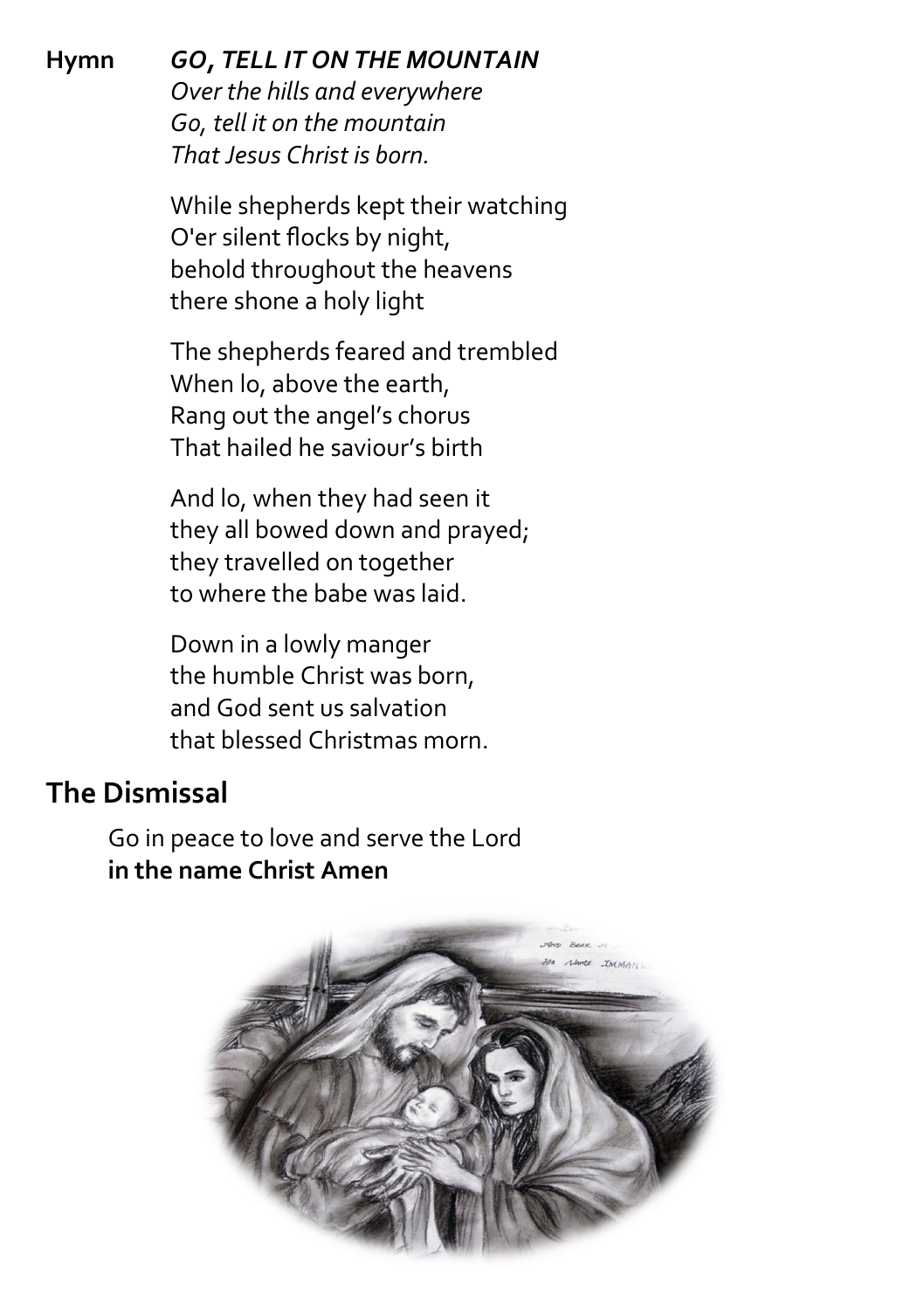**Hymn** ***GO, TELL IT ON THE MOUNTAIN***

*Over the hills and everywhere*
*Go, tell it on the mountain*
*That Jesus Christ is born.*

While shepherds kept their watching
O'er silent flocks by night,
behold throughout the heavens
there shone a holy light

The shepherds feared and trembled
When lo, above the earth,
Rang out the angel's chorus
That hailed he saviour's birth

And lo, when they had seen it
they all bowed down and prayed;
they travelled on together
to where the babe was laid.

Down in a lowly manger
the humble Christ was born,
and God sent us salvation
that blessed Christmas morn.

## The Dismissal

Go in peace to love and serve the Lord
**in the name Christ Amen**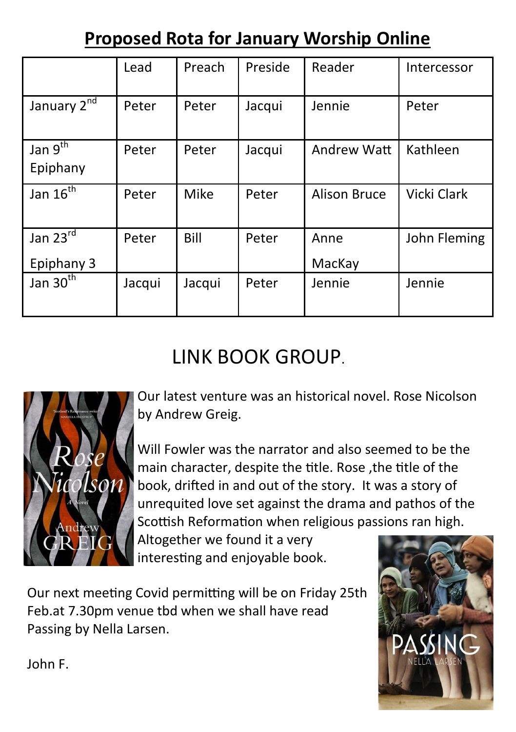## Proposed Rota for January Worship Online

| | Lead | Preach | Preside | Reader | Intercessor |
|---|---|---|---|---|---|
| January 2nd | Peter | Peter | Jacqui | Jennie | Peter |
| Jan 9th Epiphany | Peter | Peter | Jacqui | Andrew Watt | Kathleen |
| Jan 16th | Peter | Mike | Peter | Alison Bruce | Vicki Clark |
| Jan 23rd Epiphany 3 | Peter | Bill | Peter | Anne MacKay | John Fleming |
| Jan 30th | Jacqui | Jacqui | Peter | Jennie | Jennie |

## LINK BOOK GROUP.

Our latest venture was an historical novel. Rose Nicolson by Andrew Greig.

Will Fowler was the narrator and also seemed to be the main character, despite the title. Rose ,the title of the book, drifted in and out of the story. It was a story of unrequited love set against the drama and pathos of the Scottish Reformation when religious passions ran high. Altogether we found it a very interesting and enjoyable book.

Our next meeting Covid permitting will be on Friday 25th Feb.at 7.30pm venue tbd when we shall have read Passing by Nella Larsen.

John F.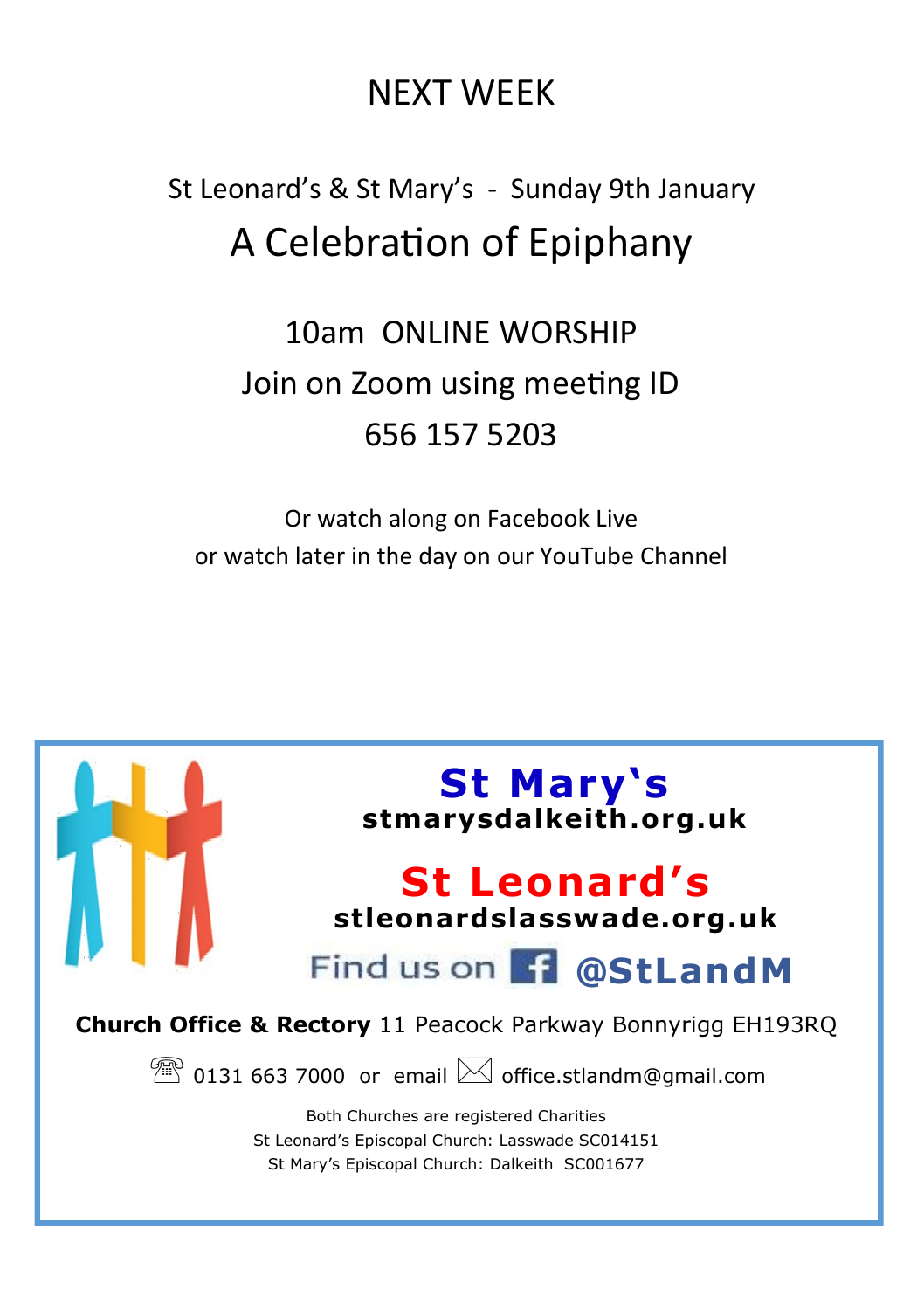# NEXT WEEK

St Leonard's & St Mary's - Sunday 9th January

## A Celebration of Epiphany

10am ONLINE WORSHIP

Join on Zoom using meeting ID

656 157 5203

Or watch along on Facebook Live

or watch later in the day on our YouTube Channel

**St Mary's**

**stmarysdalkeith.org.uk**

**St Leonard's**

**stleonardslasswade.org.uk**

Find us on **@StLandM**

**Church Office & Rectory** 11 Peacock Parkway Bonnyrigg EH193RQ

0131 663 7000 or email office.stlandm@gmail.com

Both Churches are registered Charities

St Leonard's Episcopal Church: Lasswade SC014151

St Mary's Episcopal Church: Dalkeith SC001677